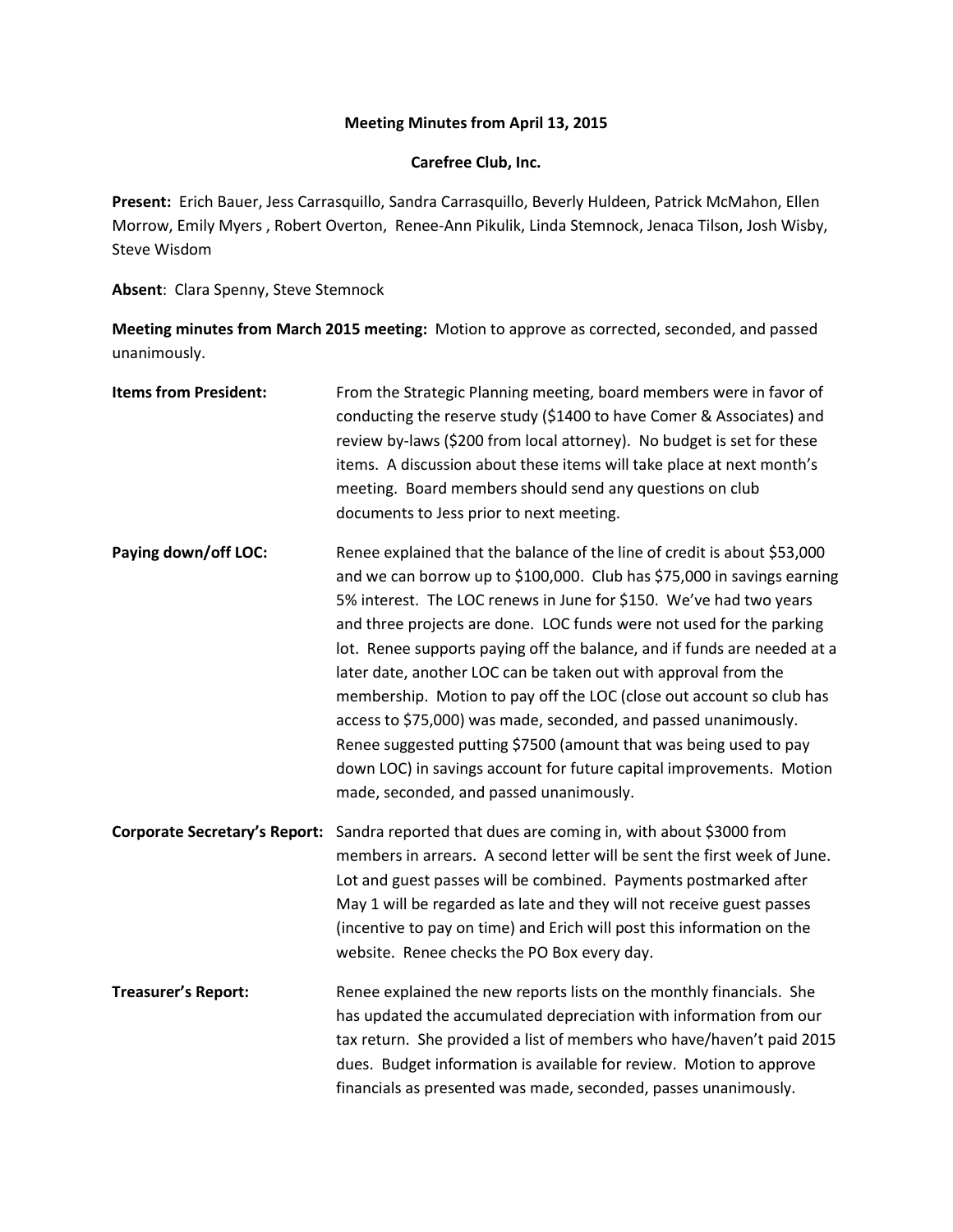# Meeting Minutes from April 13, 2015

## Carefree Club, Inc.

**Present:** Erich Bauer, Jess Carrasquillo, Sandra Carrasquillo, Beverly Huldeen, Patrick McMahon, Ellen Morrow, Emily Myers , Robert Overton, Renee-Ann Pikulik, Linda Stemnock, Jenaca Tilson, Josh Wisby, Steve Wisdom

**Absent**: Clara Spenny, Steve Stemnock

**Meeting minutes from March 2015 meeting:** Motion to approve as corrected, seconded, and passed unanimously.

**Items from President:** From the Strategic Planning meeting, board members were in favor of conducting the reserve study ($1400 to have Comer & Associates) and review by-laws ($200 from local attorney). No budget is set for these items. A discussion about these items will take place at next month's meeting. Board members should send any questions on club documents to Jess prior to next meeting.

**Paying down/off LOC:** Renee explained that the balance of the line of credit is about $53,000 and we can borrow up to $100,000. Club has $75,000 in savings earning 5% interest. The LOC renews in June for $150. We've had two years and three projects are done. LOC funds were not used for the parking lot. Renee supports paying off the balance, and if funds are needed at a later date, another LOC can be taken out with approval from the membership. Motion to pay off the LOC (close out account so club has access to $75,000) was made, seconded, and passed unanimously. Renee suggested putting $7500 (amount that was being used to pay down LOC) in savings account for future capital improvements. Motion made, seconded, and passed unanimously.

**Corporate Secretary's Report:** Sandra reported that dues are coming in, with about $3000 from members in arrears. A second letter will be sent the first week of June. Lot and guest passes will be combined. Payments postmarked after May 1 will be regarded as late and they will not receive guest passes (incentive to pay on time) and Erich will post this information on the website. Renee checks the PO Box every day.

**Treasurer's Report:** Renee explained the new reports lists on the monthly financials. She has updated the accumulated depreciation with information from our tax return. She provided a list of members who have/haven't paid 2015 dues. Budget information is available for review. Motion to approve financials as presented was made, seconded, passes unanimously.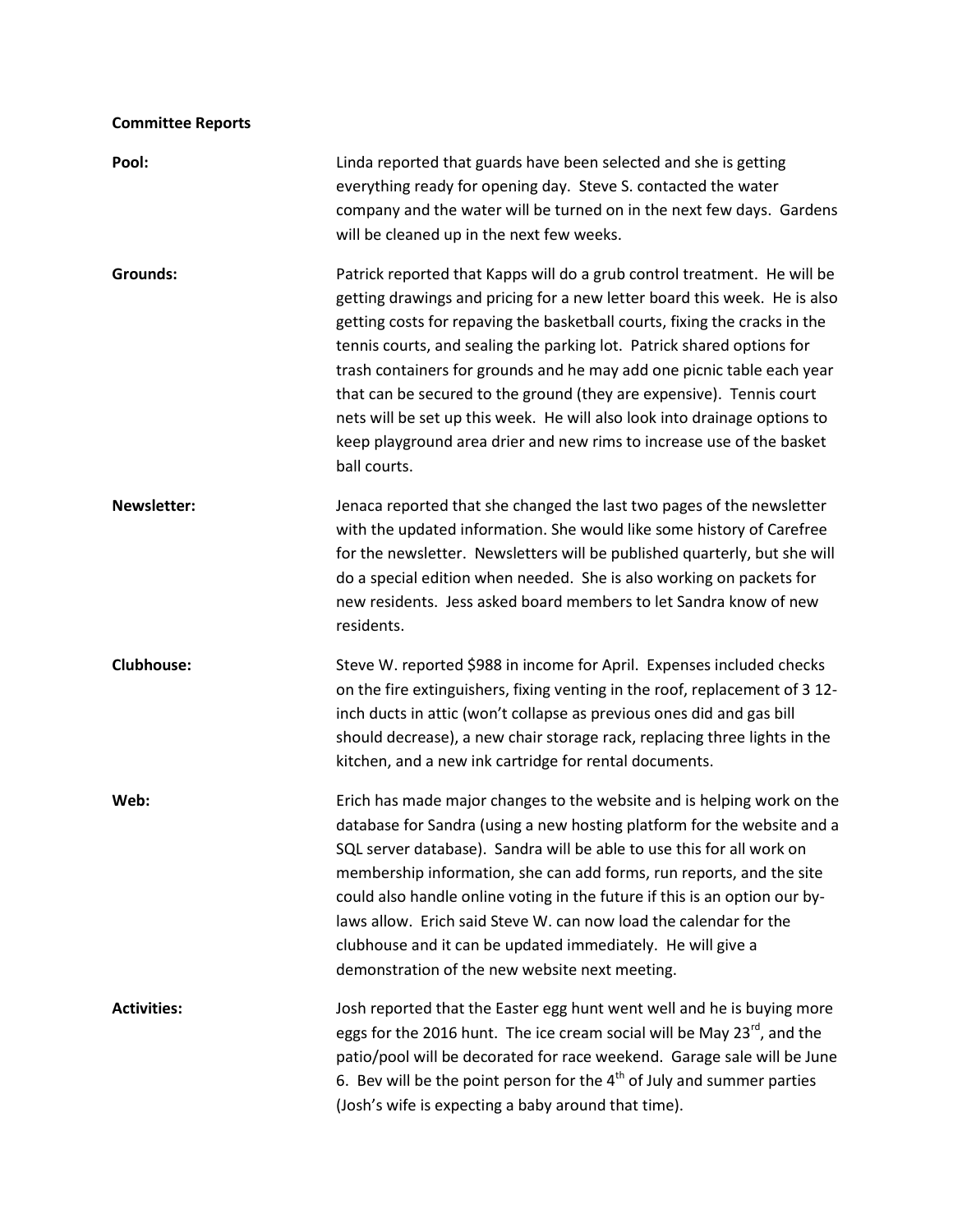**Committee Reports**

**Pool:** Linda reported that guards have been selected and she is getting everything ready for opening day. Steve S. contacted the water company and the water will be turned on in the next few days. Gardens will be cleaned up in the next few weeks.

**Grounds:** Patrick reported that Kapps will do a grub control treatment. He will be getting drawings and pricing for a new letter board this week. He is also getting costs for repaving the basketball courts, fixing the cracks in the tennis courts, and sealing the parking lot. Patrick shared options for trash containers for grounds and he may add one picnic table each year that can be secured to the ground (they are expensive). Tennis court nets will be set up this week. He will also look into drainage options to keep playground area drier and new rims to increase use of the basket ball courts.

**Newsletter:** Jenaca reported that she changed the last two pages of the newsletter with the updated information. She would like some history of Carefree for the newsletter. Newsletters will be published quarterly, but she will do a special edition when needed. She is also working on packets for new residents. Jess asked board members to let Sandra know of new residents.

**Clubhouse:** Steve W. reported $988 in income for April. Expenses included checks on the fire extinguishers, fixing venting in the roof, replacement of 3 12-inch ducts in attic (won't collapse as previous ones did and gas bill should decrease), a new chair storage rack, replacing three lights in the kitchen, and a new ink cartridge for rental documents.

**Web:** Erich has made major changes to the website and is helping work on the database for Sandra (using a new hosting platform for the website and a SQL server database). Sandra will be able to use this for all work on membership information, she can add forms, run reports, and the site could also handle online voting in the future if this is an option our by-laws allow. Erich said Steve W. can now load the calendar for the clubhouse and it can be updated immediately. He will give a demonstration of the new website next meeting.

**Activities:** Josh reported that the Easter egg hunt went well and he is buying more eggs for the 2016 hunt. The ice cream social will be May 23rd, and the patio/pool will be decorated for race weekend. Garage sale will be June 6. Bev will be the point person for the 4th of July and summer parties (Josh's wife is expecting a baby around that time).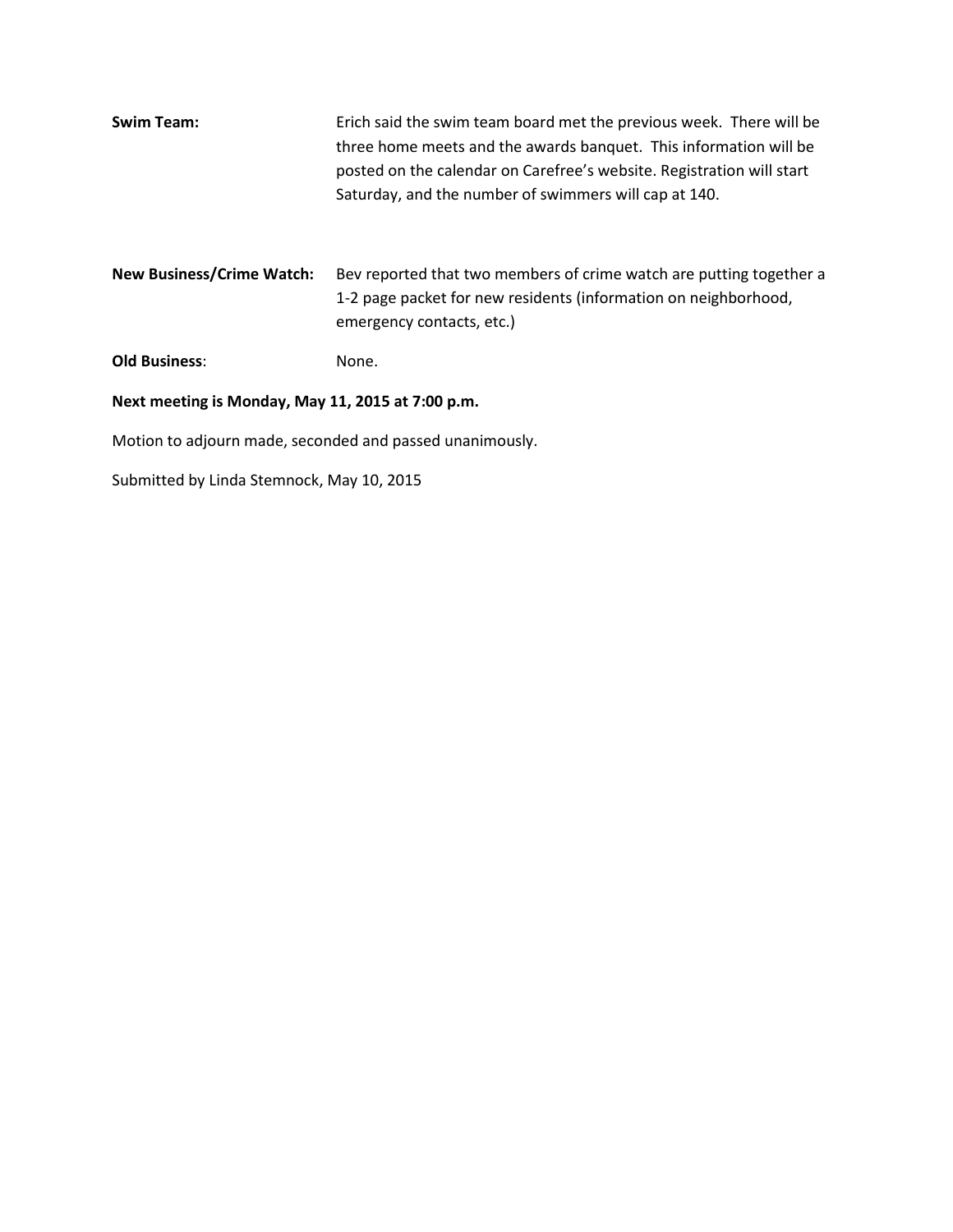**Swim Team:** Erich said the swim team board met the previous week. There will be three home meets and the awards banquet. This information will be posted on the calendar on Carefree's website. Registration will start Saturday, and the number of swimmers will cap at 140.

**New Business/Crime Watch:** Bev reported that two members of crime watch are putting together a 1-2 page packet for new residents (information on neighborhood, emergency contacts, etc.)

**Old Business**: None.

**Next meeting is Monday, May 11, 2015 at 7:00 p.m.**

Motion to adjourn made, seconded and passed unanimously.

Submitted by Linda Stemnock, May 10, 2015